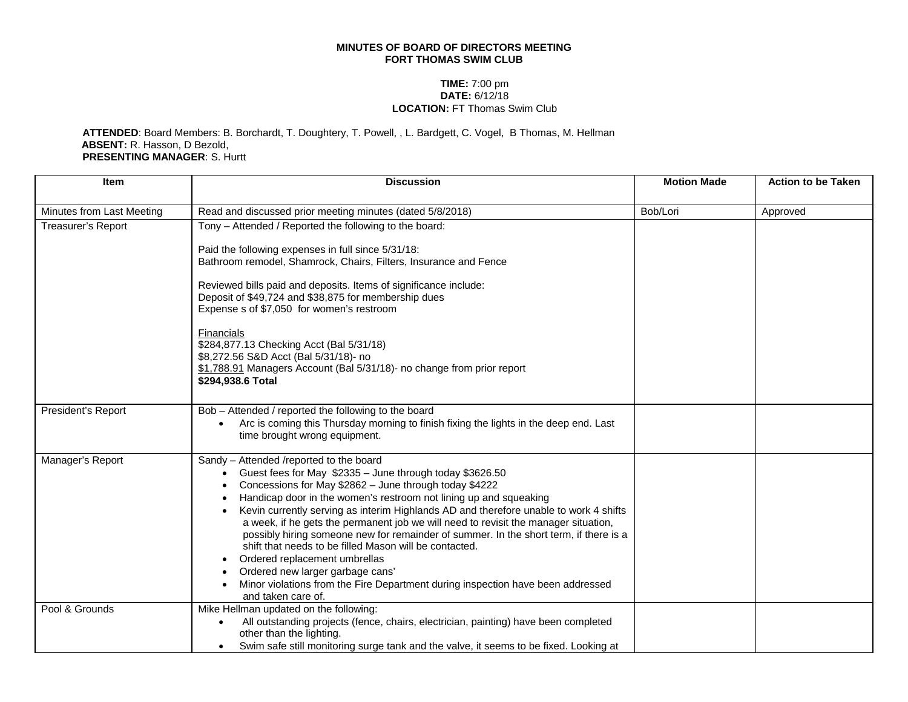**MINUTES OF BOARD OF DIRECTORS MEETING**
**FORT THOMAS SWIM CLUB**

**TIME:** 7:00 pm
**DATE:** 6/12/18
**LOCATION:** FT Thomas Swim Club

**ATTENDED**: Board Members: B. Borchardt, T. Doughtery, T. Powell, , L. Bardgett, C. Vogel, B Thomas, M. Hellman
**ABSENT:** R. Hasson, D Bezold,
**PRESENTING MANAGER**: S. Hurtt

| Item | Discussion | Motion Made | Action to be Taken |
|---|---|---|---|
| Minutes from Last Meeting | Read and discussed prior meeting minutes (dated 5/8/2018) | Bob/Lori | Approved |
| Treasurer's Report | Tony – Attended / Reported the following to the board:<br><br>Paid the following expenses in full since 5/31/18:<br>Bathroom remodel, Shamrock, Chairs, Filters, Insurance and Fence<br><br>Reviewed bills paid and deposits. Items of significance include:<br>Deposit of $49,724 and $38,875 for membership dues<br>Expense s of $7,050 for women's restroom<br><br>Financials<br>$284,877.13 Checking Acct (Bal 5/31/18)<br>$8,272.56 S&D Acct (Bal 5/31/18)- no<br>$1,788.91 Managers Account (Bal 5/31/18)- no change from prior report<br>**$294,938.6 Total** | | |
| President's Report | Bob – Attended / reported the following to the board<br>• Arc is coming this Thursday morning to finish fixing the lights in the deep end. Last time brought wrong equipment. | | |
| Manager's Report | Sandy – Attended /reported to the board<br>• Guest fees for May $2335 – June through today $3626.50<br>• Concessions for May $2862 – June through today $4222<br>• Handicap door in the women's restroom not lining up and squeaking<br>• Kevin currently serving as interim Highlands AD and therefore unable to work 4 shifts a week, if he gets the permanent job we will need to revisit the manager situation, possibly hiring someone new for remainder of summer. In the short term, if there is a shift that needs to be filled Mason will be contacted.<br>• Ordered replacement umbrellas<br>• Ordered new larger garbage cans'<br>• Minor violations from the Fire Department during inspection have been addressed and taken care of. | | |
| Pool & Grounds | Mike Hellman updated on the following:<br>• All outstanding projects (fence, chairs, electrician, painting) have been completed other than the lighting.<br>• Swim safe still monitoring surge tank and the valve, it seems to be fixed. Looking at | | |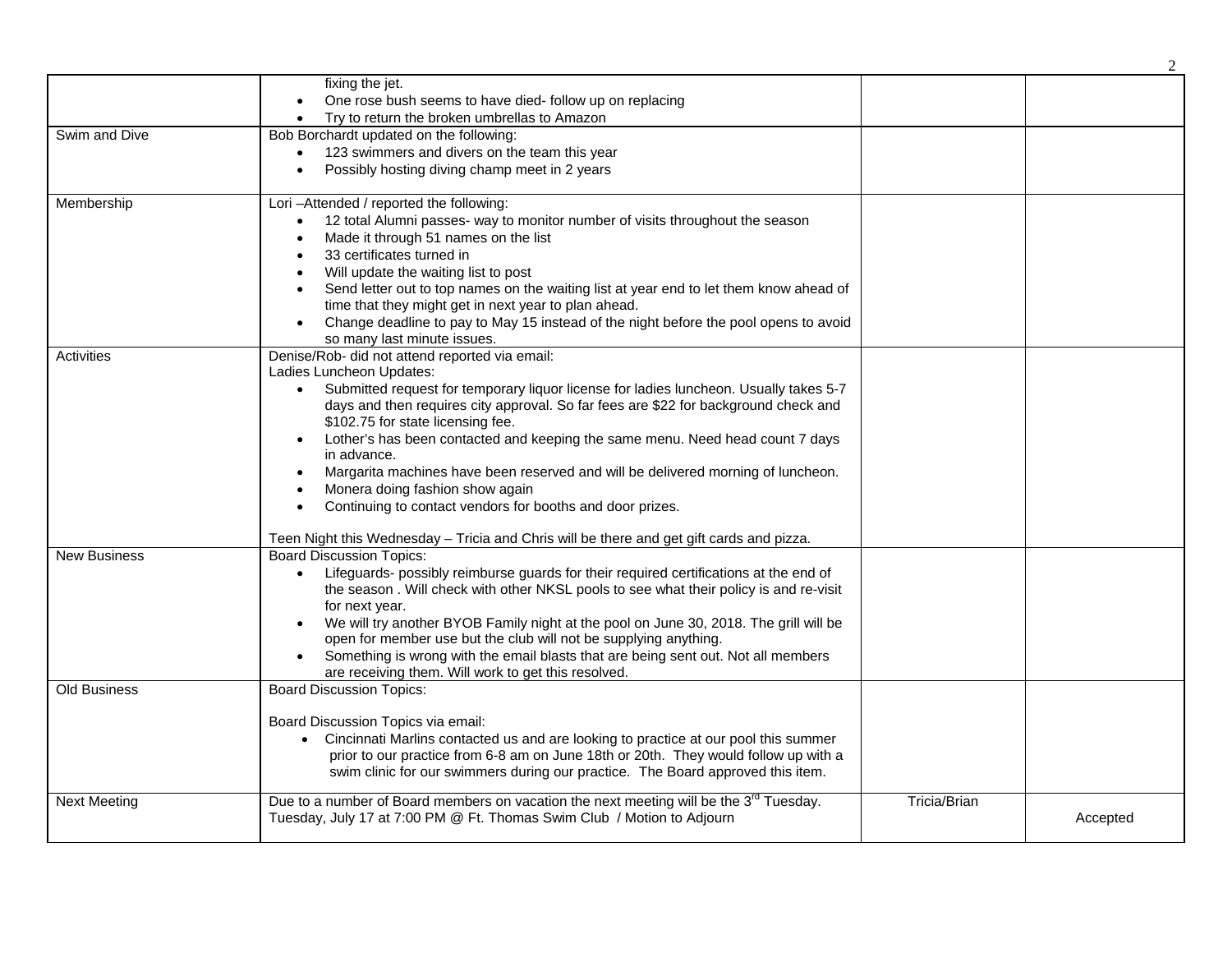| | | | |
|---|---|---|---|
| | fixing the jet.<br>• One rose bush seems to have died- follow up on replacing<br>• Try to return the broken umbrellas to Amazon | | |
| Swim and Dive | Bob Borchardt updated on the following:<br>• 123 swimmers and divers on the team this year<br>• Possibly hosting diving champ meet in 2 years | | |
| Membership | Lori –Attended / reported the following:<br>• 12 total Alumni passes- way to monitor number of visits throughout the season<br>• Made it through 51 names on the list<br>• 33 certificates turned in<br>• Will update the waiting list to post<br>• Send letter out to top names on the waiting list at year end to let them know ahead of time that they might get in next year to plan ahead.<br>• Change deadline to pay to May 15 instead of the night before the pool opens to avoid so many last minute issues. | | |
| Activities | Denise/Rob- did not attend reported via email:<br>Ladies Luncheon Updates:<br>• Submitted request for temporary liquor license for ladies luncheon. Usually takes 5-7 days and then requires city approval. So far fees are $22 for background check and $102.75 for state licensing fee.<br>• Lother's has been contacted and keeping the same menu. Need head count 7 days in advance.<br>• Margarita machines have been reserved and will be delivered morning of luncheon.<br>• Monera doing fashion show again<br>• Continuing to contact vendors for booths and door prizes.<br><br>Teen Night this Wednesday – Tricia and Chris will be there and get gift cards and pizza. | | |
| New Business | Board Discussion Topics:<br>• Lifeguards- possibly reimburse guards for their required certifications at the end of the season . Will check with other NKSL pools to see what their policy is and re-visit for next year.<br>• We will try another BYOB Family night at the pool on June 30, 2018. The grill will be open for member use but the club will not be supplying anything.<br>• Something is wrong with the email blasts that are being sent out. Not all members are receiving them. Will work to get this resolved. | | |
| Old Business | Board Discussion Topics:<br><br>Board Discussion Topics via email:<br>• Cincinnati Marlins contacted us and are looking to practice at our pool this summer prior to our practice from 6-8 am on June 18th or 20th. They would follow up with a swim clinic for our swimmers during our practice. The Board approved this item. | | |
| Next Meeting | Due to a number of Board members on vacation the next meeting will be the 3rd Tuesday.<br>Tuesday, July 17 at 7:00 PM @ Ft. Thomas Swim Club / Motion to Adjourn | Tricia/Brian | Accepted |